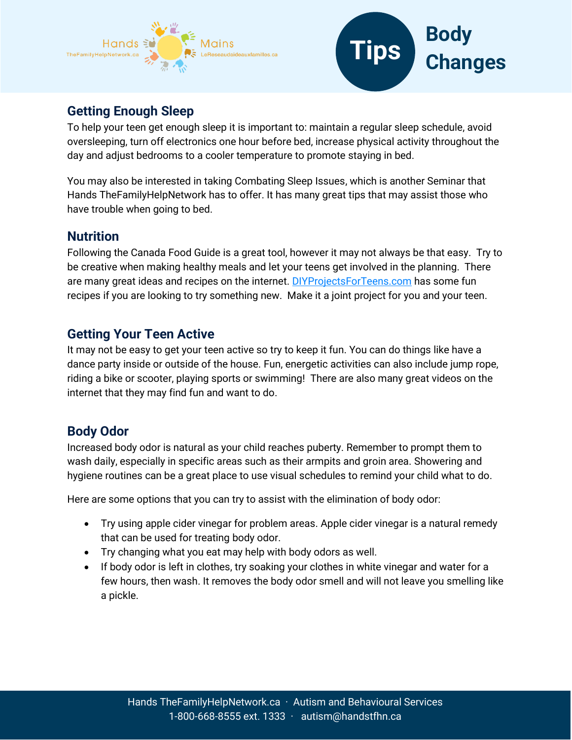Hands TheFamilyHelpNetwork.ca Mains LeReseaudaideauxfamilles.ca

# Tips Body Changes

## Getting Enough Sleep

To help your teen get enough sleep it is important to: maintain a regular sleep schedule, avoid oversleeping, turn off electronics one hour before bed, increase physical activity throughout the day and adjust bedrooms to a cooler temperature to promote staying in bed.

You may also be interested in taking Combating Sleep Issues, which is another Seminar that Hands TheFamilyHelpNetwork has to offer. It has many great tips that may assist those who have trouble when going to bed.

## Nutrition

Following the Canada Food Guide is a great tool, however it may not always be that easy. Try to be creative when making healthy meals and let your teens get involved in the planning. There are many great ideas and recipes on the internet. DIYProjectsForTeens.com has some fun recipes if you are looking to try something new. Make it a joint project for you and your teen.

## Getting Your Teen Active

It may not be easy to get your teen active so try to keep it fun. You can do things like have a dance party inside or outside of the house. Fun, energetic activities can also include jump rope, riding a bike or scooter, playing sports or swimming! There are also many great videos on the internet that they may find fun and want to do.

## Body Odor

Increased body odor is natural as your child reaches puberty. Remember to prompt them to wash daily, especially in specific areas such as their armpits and groin area. Showering and hygiene routines can be a great place to use visual schedules to remind your child what to do.

Here are some options that you can try to assist with the elimination of body odor:

- Try using apple cider vinegar for problem areas. Apple cider vinegar is a natural remedy that can be used for treating body odor.
- Try changing what you eat may help with body odors as well.
- If body odor is left in clothes, try soaking your clothes in white vinegar and water for a few hours, then wash. It removes the body odor smell and will not leave you smelling like a pickle.

Hands TheFamilyHelpNetwork.ca · Autism and Behavioural Services
1-800-668-8555 ext. 1333 · autism@handstfhn.ca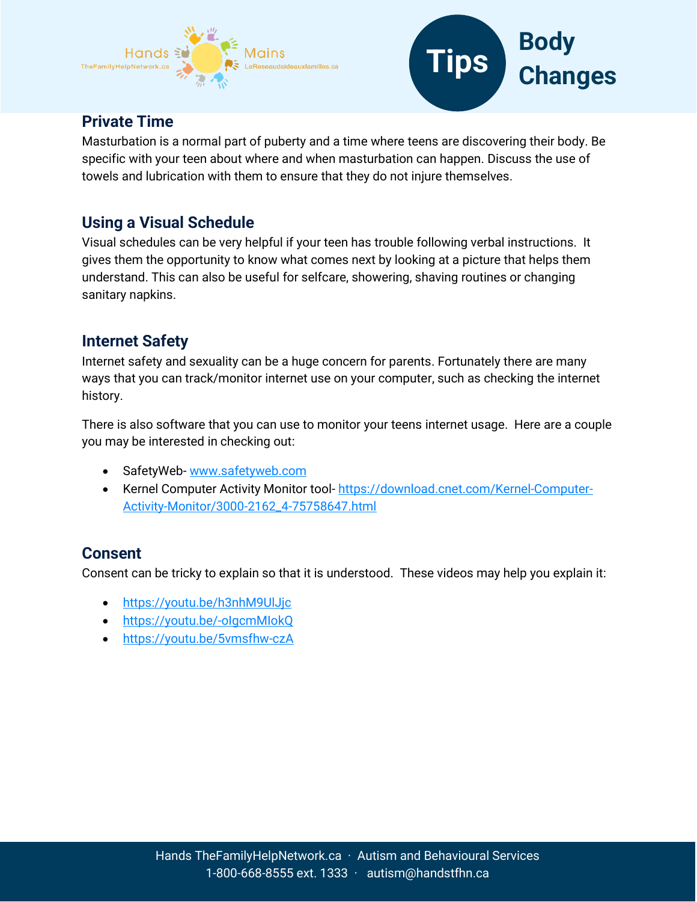## Private Time

Masturbation is a normal part of puberty and a time where teens are discovering their body. Be specific with your teen about where and when masturbation can happen. Discuss the use of towels and lubrication with them to ensure that they do not injure themselves.

## Using a Visual Schedule

Visual schedules can be very helpful if your teen has trouble following verbal instructions. It gives them the opportunity to know what comes next by looking at a picture that helps them understand. This can also be useful for selfcare, showering, shaving routines or changing sanitary napkins.

## Internet Safety

Internet safety and sexuality can be a huge concern for parents. Fortunately there are many ways that you can track/monitor internet use on your computer, such as checking the internet history.

There is also software that you can use to monitor your teens internet usage. Here are a couple you may be interested in checking out:

- SafetyWeb- www.safetyweb.com
- Kernel Computer Activity Monitor tool- https://download.cnet.com/Kernel-Computer-Activity-Monitor/3000-2162_4-75758647.html

## Consent

Consent can be tricky to explain so that it is understood. These videos may help you explain it:

- https://youtu.be/h3nhM9UlJjc
- https://youtu.be/-oIgcmMIokQ
- https://youtu.be/5vmsfhw-czA